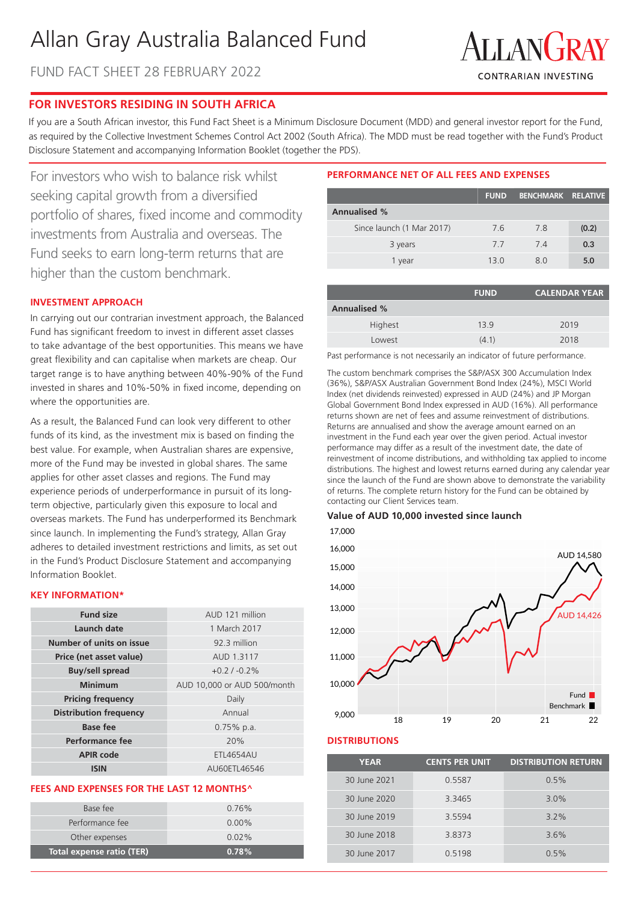# Allan Gray Australia Balanced Fund

FUND FACT SHEET 28 FEBRUARY 2022

ALLANGRAY
CONTRARIAN INVESTING

## FOR INVESTORS RESIDING IN SOUTH AFRICA

If you are a South African investor, this Fund Fact Sheet is a Minimum Disclosure Document (MDD) and general investor report for the Fund, as required by the Collective Investment Schemes Control Act 2002 (South Africa). The MDD must be read together with the Fund's Product Disclosure Statement and accompanying Information Booklet (together the PDS).

For investors who wish to balance risk whilst seeking capital growth from a diversified portfolio of shares, fixed income and commodity investments from Australia and overseas. The Fund seeks to earn long-term returns that are higher than the custom benchmark.

### INVESTMENT APPROACH

In carrying out our contrarian investment approach, the Balanced Fund has significant freedom to invest in different asset classes to take advantage of the best opportunities. This means we have great flexibility and can capitalise when markets are cheap. Our target range is to have anything between 40%-90% of the Fund invested in shares and 10%-50% in fixed income, depending on where the opportunities are.

As a result, the Balanced Fund can look very different to other funds of its kind, as the investment mix is based on finding the best value. For example, when Australian shares are expensive, more of the Fund may be invested in global shares. The same applies for other asset classes and regions. The Fund may experience periods of underperformance in pursuit of its long-term objective, particularly given this exposure to local and overseas markets. The Fund has underperformed its Benchmark since launch. In implementing the Fund's strategy, Allan Gray adheres to detailed investment restrictions and limits, as set out in the Fund's Product Disclosure Statement and accompanying Information Booklet.

### KEY INFORMATION*

| | |
|---|---|
| **Fund size** | AUD 121 million |
| **Launch date** | 1 March 2017 |
| **Number of units on issue** | 92.3 million |
| **Price (net asset value)** | AUD 1.3117 |
| **Buy/sell spread** | +0.2 / -0.2% |
| **Minimum** | AUD 10,000 or AUD 500/month |
| **Pricing frequency** | Daily |
| **Distribution frequency** | Annual |
| **Base fee** | 0.75% p.a. |
| **Performance fee** | 20% |
| **APIR code** | ETL4654AU |
| **ISIN** | AU60ETL46546 |

### FEES AND EXPENSES FOR THE LAST 12 MONTHS^

| | |
|---|---|
| Base fee | 0.76% |
| Performance fee | 0.00% |
| Other expenses | 0.02% |
| **Total expense ratio (TER)** | **0.78%** |

### PERFORMANCE NET OF ALL FEES AND EXPENSES

| | FUND | BENCHMARK | RELATIVE |
|---|---|---|---|
| **Annualised %** | | | |
| Since launch (1 Mar 2017) | 7.6 | 7.8 | **(0.2)** |
| 3 years | 7.7 | 7.4 | **0.3** |
| 1 year | 13.0 | 8.0 | **5.0** |

| | FUND | CALENDAR YEAR |
|---|---|---|
| **Annualised %** | | |
| Highest | 13.9 | 2019 |
| Lowest | (4.1) | 2018 |

Past performance is not necessarily an indicator of future performance.

The custom benchmark comprises the S&P/ASX 300 Accumulation Index (36%), S&P/ASX Australian Government Bond Index (24%), MSCI World Index (net dividends reinvested) expressed in AUD (24%) and JP Morgan Global Government Bond Index expressed in AUD (16%). All performance returns shown are net of fees and assume reinvestment of distributions. Returns are annualised and show the average amount earned on an investment in the Fund each year over the given period. Actual investor performance may differ as a result of the investment date, the date of reinvestment of income distributions, and withholding tax applied to income distributions. The highest and lowest returns earned during any calendar year since the launch of the Fund are shown above to demonstrate the variability of returns. The complete return history for the Fund can be obtained by contacting our Client Services team.

**Value of AUD 10,000 invested since launch**

Chart: Fund AUD 14,426; Benchmark AUD 14,580 (y-axis 9,000–17,000; x-axis 18–22)

### DISTRIBUTIONS

| YEAR | CENTS PER UNIT | DISTRIBUTION RETURN |
|---|---|---|
| 30 June 2021 | 0.5587 | 0.5% |
| 30 June 2020 | 3.3465 | 3.0% |
| 30 June 2019 | 3.5594 | 3.2% |
| 30 June 2018 | 3.8373 | 3.6% |
| 30 June 2017 | 0.5198 | 0.5% |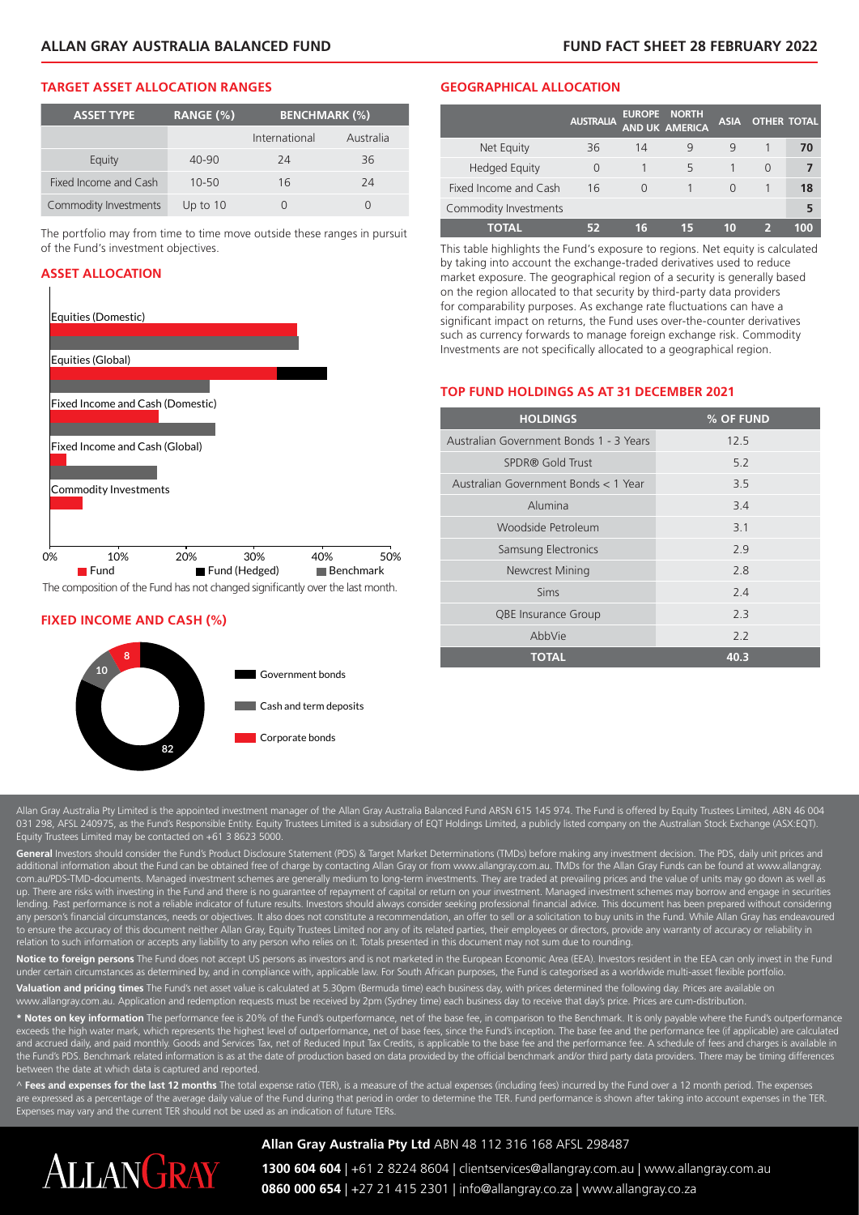## TARGET ASSET ALLOCATION RANGES

| ASSET TYPE | RANGE (%) | BENCHMARK (%) | |
|---|---|---|---|
| | | International | Australia |
| Equity | 40-90 | 24 | 36 |
| Fixed Income and Cash | 10-50 | 16 | 24 |
| Commodity Investments | Up to 10 | 0 | 0 |

The portfolio may from time to time move outside these ranges in pursuit of the Fund's investment objectives.

## ASSET ALLOCATION

Equities (Domestic)

Equities (Global)

Fixed Income and Cash (Domestic)

Fixed Income and Cash (Global)

Commodity Investments

0% 10% 20% 30% 40% 50%

Fund | Fund (Hedged) | Benchmark

The composition of the Fund has not changed significantly over the last month.

## FIXED INCOME AND CASH (%)

82 | 10 | 8

Government bonds

Cash and term deposits

Corporate bonds

## GEOGRAPHICAL ALLOCATION

| | AUSTRALIA | EUROPE AND UK | NORTH AMERICA | ASIA | OTHER | TOTAL |
|---|---|---|---|---|---|---|
| Net Equity | 36 | 14 | 9 | 9 | 1 | **70** |
| Hedged Equity | 0 | 1 | 5 | 1 | 0 | **7** |
| Fixed Income and Cash | 16 | 0 | 1 | 0 | 1 | **18** |
| Commodity Investments | | | | | | **5** |
| **TOTAL** | **52** | **16** | **15** | **10** | **2** | **100** |

This table highlights the Fund's exposure to regions. Net equity is calculated by taking into account the exchange-traded derivatives used to reduce market exposure. The geographical region of a security is generally based on the region allocated to that security by third-party data providers for comparability purposes. As exchange rate fluctuations can have a significant impact on returns, the Fund uses over-the-counter derivatives such as currency forwards to manage foreign exchange risk. Commodity Investments are not specifically allocated to a geographical region.

## TOP FUND HOLDINGS AS AT 31 DECEMBER 2021

| HOLDINGS | % OF FUND |
|---|---|
| Australian Government Bonds 1 - 3 Years | 12.5 |
| SPDR® Gold Trust | 5.2 |
| Australian Government Bonds < 1 Year | 3.5 |
| Alumina | 3.4 |
| Woodside Petroleum | 3.1 |
| Samsung Electronics | 2.9 |
| Newcrest Mining | 2.8 |
| Sims | 2.4 |
| QBE Insurance Group | 2.3 |
| AbbVie | 2.2 |
| **TOTAL** | **40.3** |

Allan Gray Australia Pty Limited is the appointed investment manager of the Allan Gray Australia Balanced Fund ARSN 615 145 974. The Fund is offered by Equity Trustees Limited, ABN 46 004 031 298, AFSL 240975, as the Fund's Responsible Entity. Equity Trustees Limited is a subsidiary of EQT Holdings Limited, a publicly listed company on the Australian Stock Exchange (ASX:EQT). Equity Trustees Limited may be contacted on +61 3 8623 5000.

**General** Investors should consider the Fund's Product Disclosure Statement (PDS) & Target Market Determinations (TMDs) before making any investment decision. The PDS, daily unit prices and additional information about the Fund can be obtained free of charge by contacting Allan Gray or from www.allangray.com.au. TMDs for the Allan Gray Funds can be found at www.allangray.com.au/PDS-TMD-documents. Managed investment schemes are generally medium to long-term investments. They are traded at prevailing prices and the value of units may go down as well as up. There are risks with investing in the Fund and there is no guarantee of repayment of capital or return on your investment. Managed investment schemes may borrow and engage in securities lending. Past performance is not a reliable indicator of future results. Investors should always consider seeking professional financial advice. This document has been prepared without considering any person's financial circumstances, needs or objectives. It also does not constitute a recommendation, an offer to sell or a solicitation to buy units in the Fund. While Allan Gray has endeavoured to ensure the accuracy of this document neither Allan Gray, Equity Trustees Limited nor any of its related parties, their employees or directors, provide any warranty of accuracy or reliability in relation to such information or accepts any liability to any person who relies on it. Totals presented in this document may not sum due to rounding.

**Notice to foreign persons** The Fund does not accept US persons as investors and is not marketed in the European Economic Area (EEA). Investors resident in the EEA can only invest in the Fund under certain circumstances as determined by, and in compliance with, applicable law. For South African purposes, the Fund is categorised as a worldwide multi-asset flexible portfolio.

**Valuation and pricing times** The Fund's net asset value is calculated at 5.30pm (Bermuda time) each business day, with prices determined the following day. Prices are available on www.allangray.com.au. Application and redemption requests must be received by 2pm (Sydney time) each business day to receive that day's price. Prices are cum-distribution.

**\* Notes on key information** The performance fee is 20% of the Fund's outperformance, net of the base fee, in comparison to the Benchmark. It is only payable where the Fund's outperformance exceeds the high water mark, which represents the highest level of outperformance, net of base fees, since the Fund's inception. The base fee and the performance fee (if applicable) are calculated and accrued daily, and paid monthly. Goods and Services Tax, net of Reduced Input Tax Credits, is applicable to the base fee and the performance fee. A schedule of fees and charges is available in the Fund's PDS. Benchmark related information is as at the date of production based on data provided by the official benchmark and/or third party data providers. There may be timing differences between the date at which data is captured and reported.

**^ Fees and expenses for the last 12 months** The total expense ratio (TER), is a measure of the actual expenses (including fees) incurred by the Fund over a 12 month period. The expenses are expressed as a percentage of the average daily value of the Fund during that period in order to determine the TER. Fund performance is shown after taking into account expenses in the TER. Expenses may vary and the current TER should not be used as an indication of future TERs.

ALLANGRAY

**Allan Gray Australia Pty Ltd** ABN 48 112 316 168 AFSL 298487

**1300 604 604** | +61 2 8224 8604 | clientservices@allangray.com.au | www.allangray.com.au

**0860 000 654** | +27 21 415 2301 | info@allangray.co.za | www.allangray.co.za